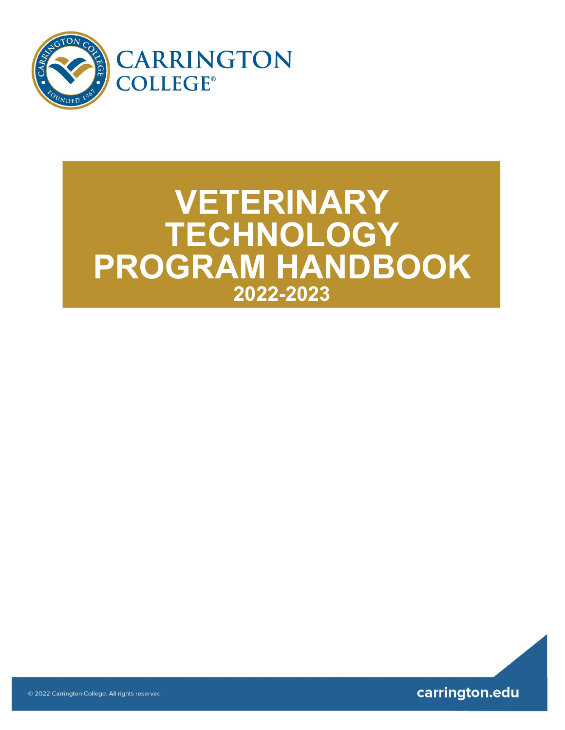CARRINGTON COLLEGE®

# VETERINARY TECHNOLOGY PROGRAM HANDBOOK

## 2022-2023

© 2022 Carrington College. All rights reserved

carrington.edu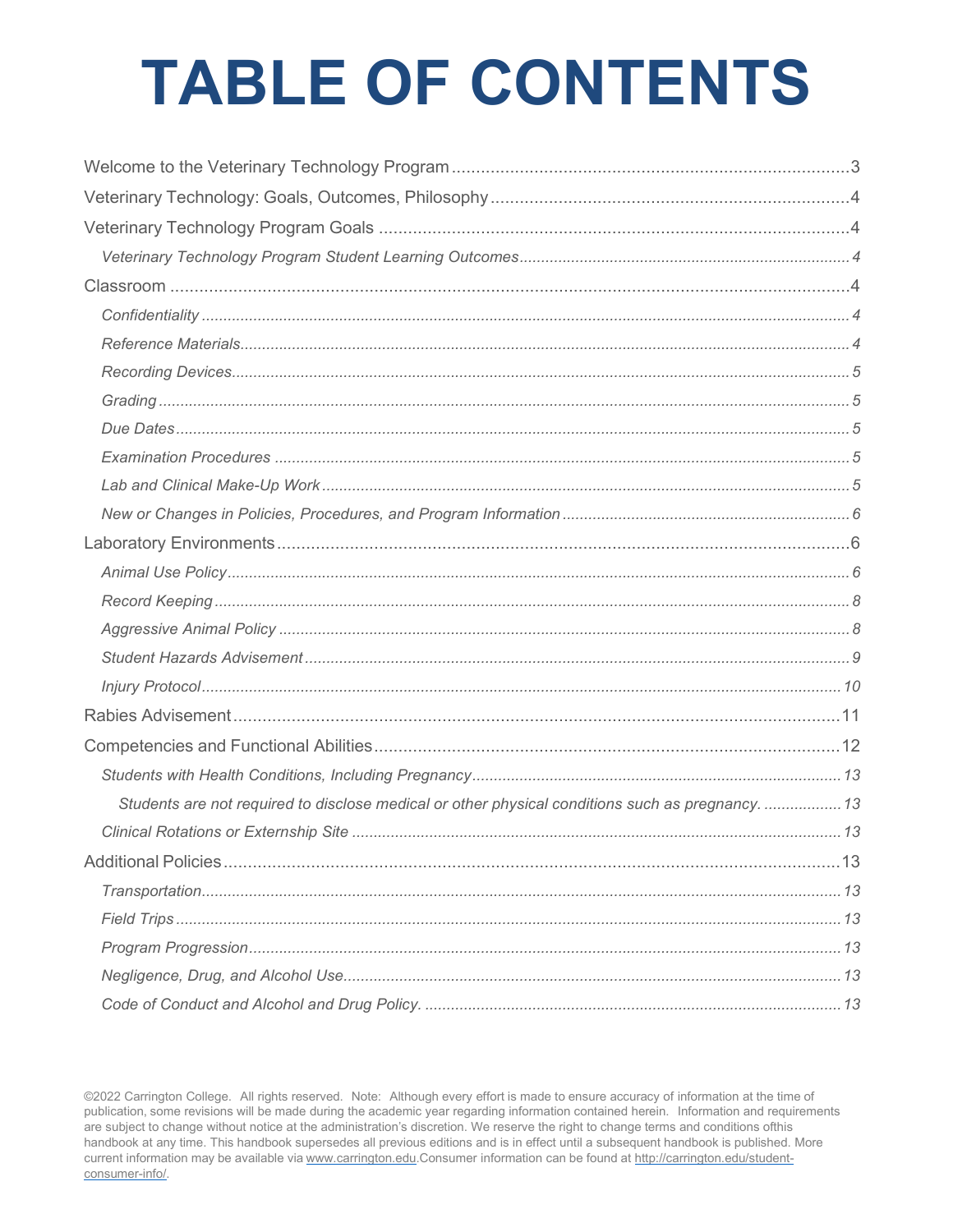# TABLE OF CONTENTS

Welcome to the Veterinary Technology Program ........................................ 3

Veterinary Technology: Goals, Outcomes, Philosophy ........................................ 4

Veterinary Technology Program Goals ........................................ 4

- *Veterinary Technology Program Student Learning Outcomes ........................................ 4*

Classroom ........................................ 4

- *Confidentiality ........................................ 4*
- *Reference Materials ........................................ 4*
- *Recording Devices ........................................ 5*
- *Grading ........................................ 5*
- *Due Dates ........................................ 5*
- *Examination Procedures ........................................ 5*
- *Lab and Clinical Make-Up Work ........................................ 5*
- *New or Changes in Policies, Procedures, and Program Information ........................................ 6*

Laboratory Environments ........................................ 6

- *Animal Use Policy ........................................ 6*
- *Record Keeping ........................................ 8*
- *Aggressive Animal Policy ........................................ 8*
- *Student Hazards Advisement ........................................ 9*
- *Injury Protocol ........................................ 10*

Rabies Advisement ........................................ 11

Competencies and Functional Abilities ........................................ 12

- *Students with Health Conditions, Including Pregnancy ........................................ 13*
  - *Students are not required to disclose medical or other physical conditions such as pregnancy. ........................................ 13*
- *Clinical Rotations or Externship Site ........................................ 13*

Additional Policies ........................................ 13

- *Transportation ........................................ 13*
- *Field Trips ........................................ 13*
- *Program Progression ........................................ 13*
- *Negligence, Drug, and Alcohol Use ........................................ 13*
- *Code of Conduct and Alcohol and Drug Policy. ........................................ 13*

©2022 Carrington College. All rights reserved. Note: Although every effort is made to ensure accuracy of information at the time of publication, some revisions will be made during the academic year regarding information contained herein. Information and requirements are subject to change without notice at the administration's discretion. We reserve the right to change terms and conditions ofthis handbook at any time. This handbook supersedes all previous editions and is in effect until a subsequent handbook is published. More current information may be available via www.carrington.edu.Consumer information can be found at http://carrington.edu/student-consumer-info/.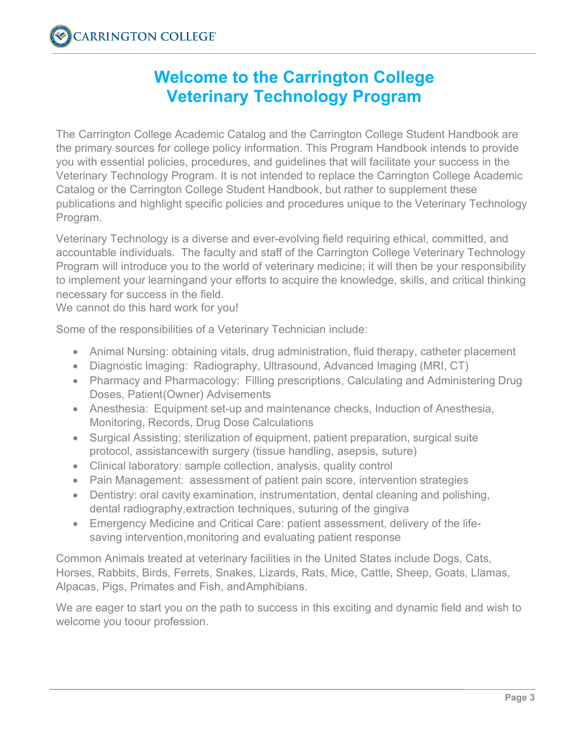# Welcome to the Carrington College Veterinary Technology Program

The Carrington College Academic Catalog and the Carrington College Student Handbook are the primary sources for college policy information. This Program Handbook intends to provide you with essential policies, procedures, and guidelines that will facilitate your success in the Veterinary Technology Program. It is not intended to replace the Carrington College Academic Catalog or the Carrington College Student Handbook, but rather to supplement these publications and highlight specific policies and procedures unique to the Veterinary Technology Program.

Veterinary Technology is a diverse and ever-evolving field requiring ethical, committed, and accountable individuals. The faculty and staff of the Carrington College Veterinary Technology Program will introduce you to the world of veterinary medicine; it will then be your responsibility to implement your learningand your efforts to acquire the knowledge, skills, and critical thinking necessary for success in the field.
We cannot do this hard work for you!

Some of the responsibilities of a Veterinary Technician include:

- Animal Nursing: obtaining vitals, drug administration, fluid therapy, catheter placement
- Diagnostic Imaging: Radiography, Ultrasound, Advanced Imaging (MRI, CT)
- Pharmacy and Pharmacology: Filling prescriptions, Calculating and Administering Drug Doses, Patient(Owner) Advisements
- Anesthesia: Equipment set-up and maintenance checks, Induction of Anesthesia, Monitoring, Records, Drug Dose Calculations
- Surgical Assisting; sterilization of equipment, patient preparation, surgical suite protocol, assistancewith surgery (tissue handling, asepsis, suture)
- Clinical laboratory: sample collection, analysis, quality control
- Pain Management: assessment of patient pain score, intervention strategies
- Dentistry: oral cavity examination, instrumentation, dental cleaning and polishing, dental radiography,extraction techniques, suturing of the gingiva
- Emergency Medicine and Critical Care: patient assessment, delivery of the life-saving intervention,monitoring and evaluating patient response

Common Animals treated at veterinary facilities in the United States include Dogs, Cats, Horses, Rabbits, Birds, Ferrets, Snakes, Lizards, Rats, Mice, Cattle, Sheep, Goats, Llamas, Alpacas, Pigs, Primates and Fish, andAmphibians.

We are eager to start you on the path to success in this exciting and dynamic field and wish to welcome you toour profession.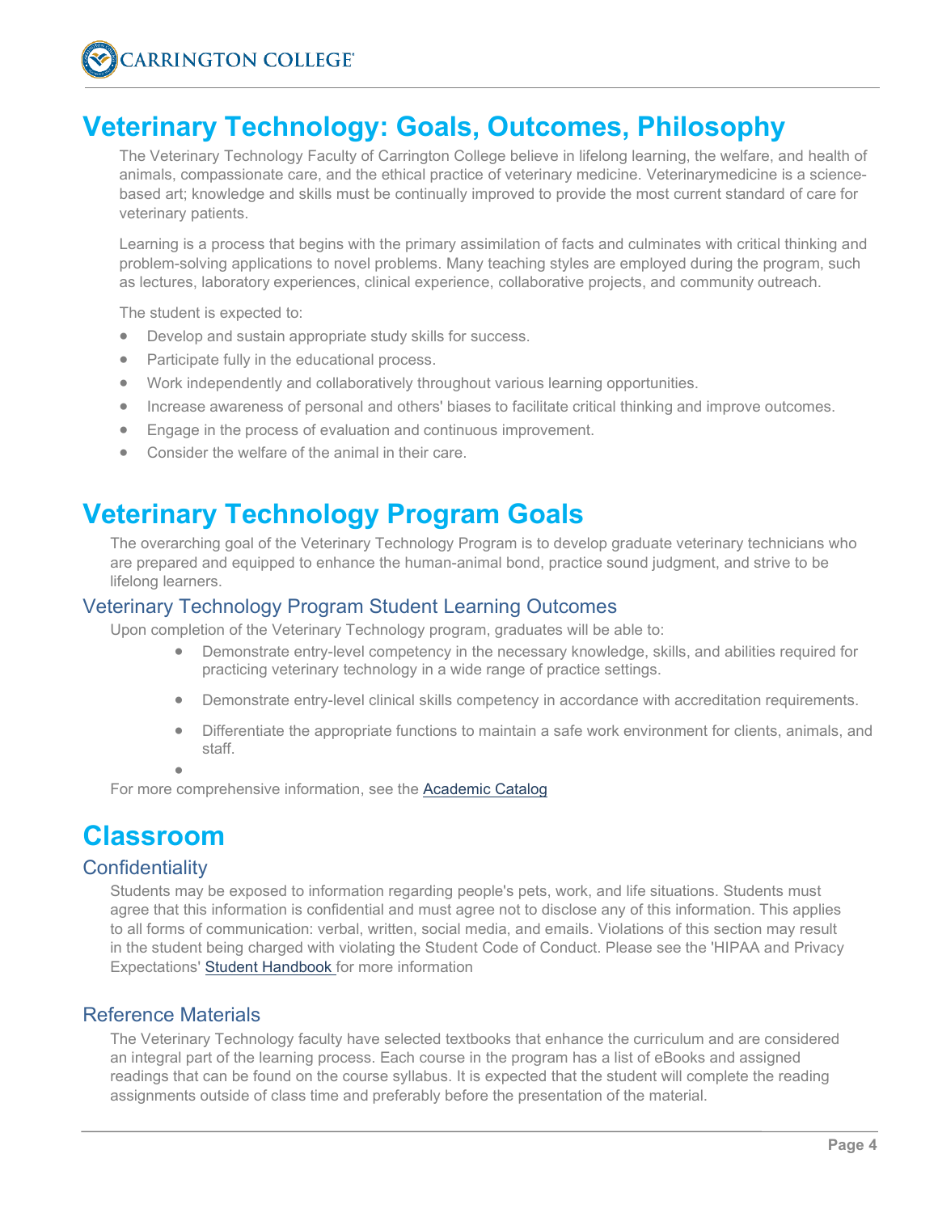# Veterinary Technology: Goals, Outcomes, Philosophy

The Veterinary Technology Faculty of Carrington College believe in lifelong learning, the welfare, and health of animals, compassionate care, and the ethical practice of veterinary medicine. Veterinarymedicine is a science-based art; knowledge and skills must be continually improved to provide the most current standard of care for veterinary patients.

Learning is a process that begins with the primary assimilation of facts and culminates with critical thinking and problem-solving applications to novel problems. Many teaching styles are employed during the program, such as lectures, laboratory experiences, clinical experience, collaborative projects, and community outreach.

The student is expected to:

- Develop and sustain appropriate study skills for success.
- Participate fully in the educational process.
- Work independently and collaboratively throughout various learning opportunities.
- Increase awareness of personal and others' biases to facilitate critical thinking and improve outcomes.
- Engage in the process of evaluation and continuous improvement.
- Consider the welfare of the animal in their care.

# Veterinary Technology Program Goals

The overarching goal of the Veterinary Technology Program is to develop graduate veterinary technicians who are prepared and equipped to enhance the human-animal bond, practice sound judgment, and strive to be lifelong learners.

## Veterinary Technology Program Student Learning Outcomes

Upon completion of the Veterinary Technology program, graduates will be able to:

- Demonstrate entry-level competency in the necessary knowledge, skills, and abilities required for practicing veterinary technology in a wide range of practice settings.
- Demonstrate entry-level clinical skills competency in accordance with accreditation requirements.
- Differentiate the appropriate functions to maintain a safe work environment for clients, animals, and staff.

For more comprehensive information, see the Academic Catalog

# Classroom

## Confidentiality

Students may be exposed to information regarding people's pets, work, and life situations. Students must agree that this information is confidential and must agree not to disclose any of this information. This applies to all forms of communication: verbal, written, social media, and emails. Violations of this section may result in the student being charged with violating the Student Code of Conduct. Please see the 'HIPAA and Privacy Expectations' Student Handbook for more information

## Reference Materials

The Veterinary Technology faculty have selected textbooks that enhance the curriculum and are considered an integral part of the learning process. Each course in the program has a list of eBooks and assigned readings that can be found on the course syllabus. It is expected that the student will complete the reading assignments outside of class time and preferably before the presentation of the material.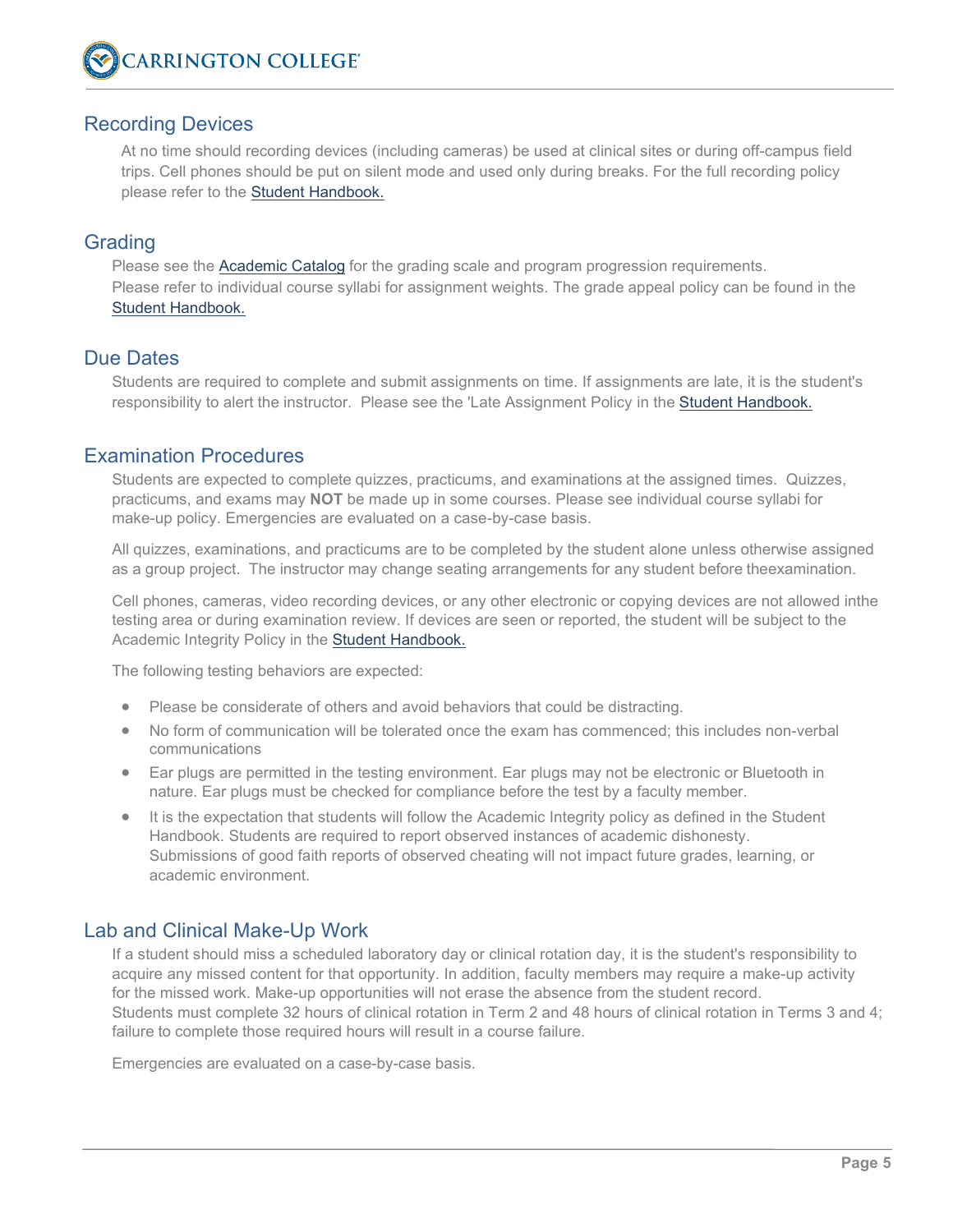## Recording Devices

At no time should recording devices (including cameras) be used at clinical sites or during off-campus field trips. Cell phones should be put on silent mode and used only during breaks. For the full recording policy please refer to the Student Handbook.

## Grading

Please see the Academic Catalog for the grading scale and program progression requirements.
Please refer to individual course syllabi for assignment weights. The grade appeal policy can be found in the Student Handbook.

## Due Dates

Students are required to complete and submit assignments on time. If assignments are late, it is the student's responsibility to alert the instructor. Please see the 'Late Assignment Policy in the Student Handbook.

## Examination Procedures

Students are expected to complete quizzes, practicums, and examinations at the assigned times. Quizzes, practicums, and exams may **NOT** be made up in some courses. Please see individual course syllabi for make-up policy. Emergencies are evaluated on a case-by-case basis.

All quizzes, examinations, and practicums are to be completed by the student alone unless otherwise assigned as a group project. The instructor may change seating arrangements for any student before theexamination.

Cell phones, cameras, video recording devices, or any other electronic or copying devices are not allowed inthe testing area or during examination review. If devices are seen or reported, the student will be subject to the Academic Integrity Policy in the Student Handbook.

The following testing behaviors are expected:

- Please be considerate of others and avoid behaviors that could be distracting.
- No form of communication will be tolerated once the exam has commenced; this includes non-verbal communications
- Ear plugs are permitted in the testing environment. Ear plugs may not be electronic or Bluetooth in nature. Ear plugs must be checked for compliance before the test by a faculty member.
- It is the expectation that students will follow the Academic Integrity policy as defined in the Student Handbook. Students are required to report observed instances of academic dishonesty. Submissions of good faith reports of observed cheating will not impact future grades, learning, or academic environment.

## Lab and Clinical Make-Up Work

If a student should miss a scheduled laboratory day or clinical rotation day, it is the student's responsibility to acquire any missed content for that opportunity. In addition, faculty members may require a make-up activity for the missed work. Make-up opportunities will not erase the absence from the student record.
Students must complete 32 hours of clinical rotation in Term 2 and 48 hours of clinical rotation in Terms 3 and 4; failure to complete those required hours will result in a course failure.

Emergencies are evaluated on a case-by-case basis.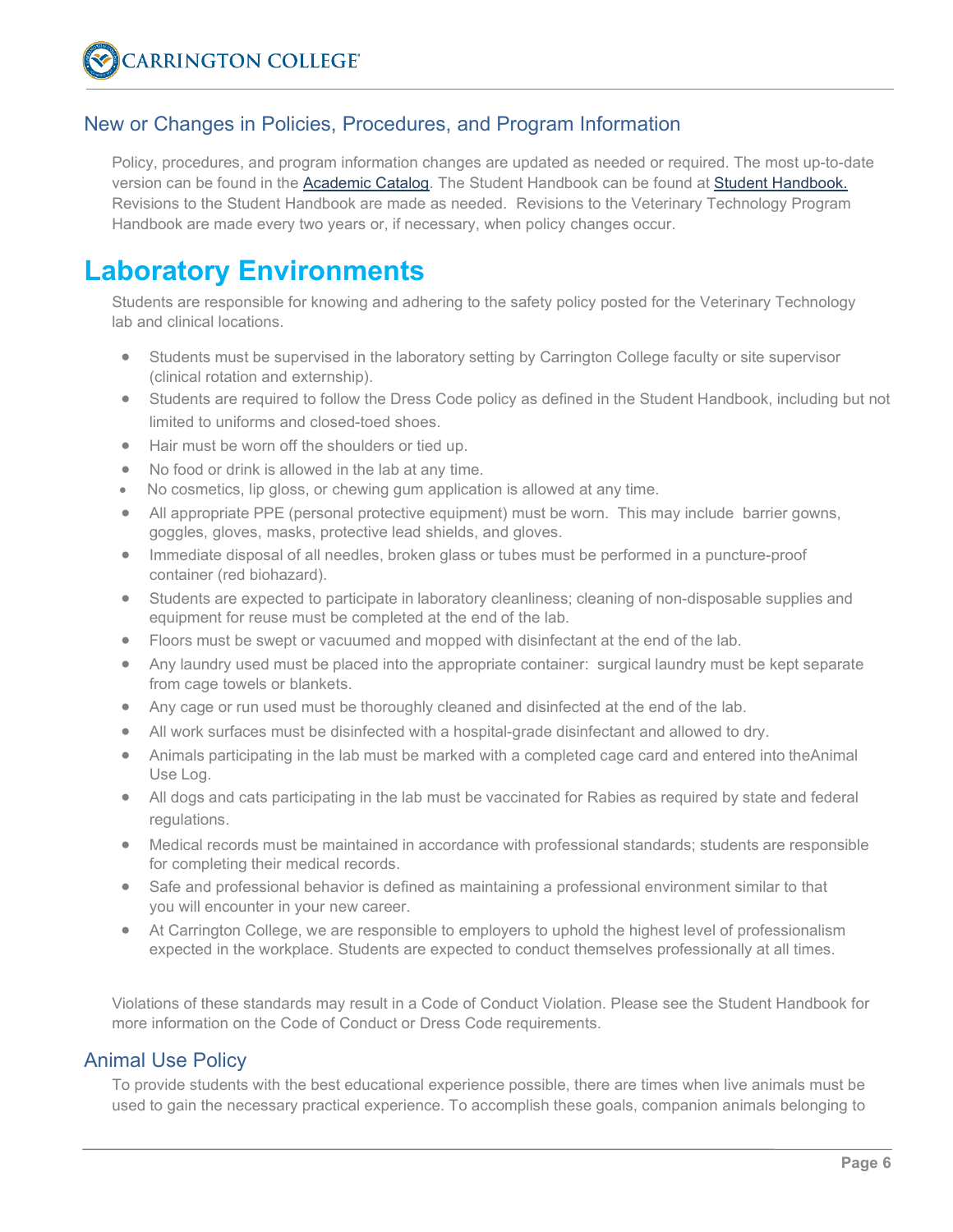## New or Changes in Policies, Procedures, and Program Information

Policy, procedures, and program information changes are updated as needed or required. The most up-to-date version can be found in the Academic Catalog. The Student Handbook can be found at Student Handbook. Revisions to the Student Handbook are made as needed. Revisions to the Veterinary Technology Program Handbook are made every two years or, if necessary, when policy changes occur.

# Laboratory Environments

Students are responsible for knowing and adhering to the safety policy posted for the Veterinary Technology lab and clinical locations.

- Students must be supervised in the laboratory setting by Carrington College faculty or site supervisor (clinical rotation and externship).
- Students are required to follow the Dress Code policy as defined in the Student Handbook, including but not limited to uniforms and closed-toed shoes.
- Hair must be worn off the shoulders or tied up.
- No food or drink is allowed in the lab at any time.
- No cosmetics, lip gloss, or chewing gum application is allowed at any time.
- All appropriate PPE (personal protective equipment) must be worn. This may include barrier gowns, goggles, gloves, masks, protective lead shields, and gloves.
- Immediate disposal of all needles, broken glass or tubes must be performed in a puncture-proof container (red biohazard).
- Students are expected to participate in laboratory cleanliness; cleaning of non-disposable supplies and equipment for reuse must be completed at the end of the lab.
- Floors must be swept or vacuumed and mopped with disinfectant at the end of the lab.
- Any laundry used must be placed into the appropriate container: surgical laundry must be kept separate from cage towels or blankets.
- Any cage or run used must be thoroughly cleaned and disinfected at the end of the lab.
- All work surfaces must be disinfected with a hospital-grade disinfectant and allowed to dry.
- Animals participating in the lab must be marked with a completed cage card and entered into theAnimal Use Log.
- All dogs and cats participating in the lab must be vaccinated for Rabies as required by state and federal regulations.
- Medical records must be maintained in accordance with professional standards; students are responsible for completing their medical records.
- Safe and professional behavior is defined as maintaining a professional environment similar to that you will encounter in your new career.
- At Carrington College, we are responsible to employers to uphold the highest level of professionalism expected in the workplace. Students are expected to conduct themselves professionally at all times.

Violations of these standards may result in a Code of Conduct Violation. Please see the Student Handbook for more information on the Code of Conduct or Dress Code requirements.

## Animal Use Policy

To provide students with the best educational experience possible, there are times when live animals must be used to gain the necessary practical experience. To accomplish these goals, companion animals belonging to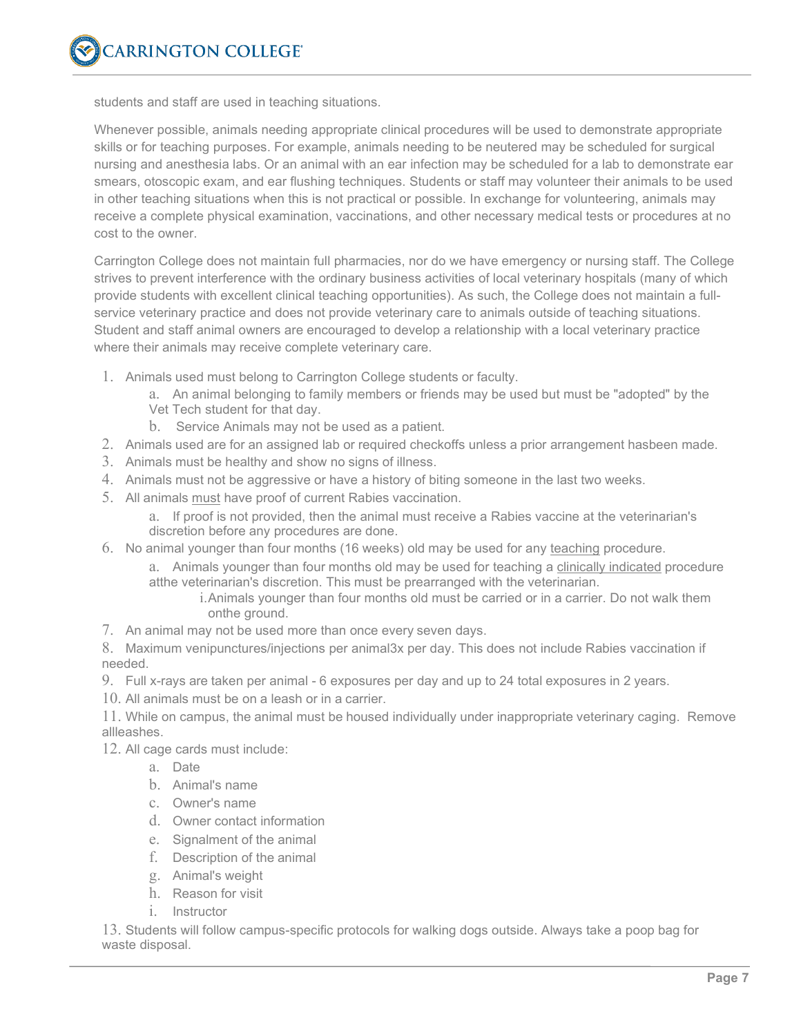students and staff are used in teaching situations.

Whenever possible, animals needing appropriate clinical procedures will be used to demonstrate appropriate skills or for teaching purposes. For example, animals needing to be neutered may be scheduled for surgical nursing and anesthesia labs. Or an animal with an ear infection may be scheduled for a lab to demonstrate ear smears, otoscopic exam, and ear flushing techniques. Students or staff may volunteer their animals to be used in other teaching situations when this is not practical or possible. In exchange for volunteering, animals may receive a complete physical examination, vaccinations, and other necessary medical tests or procedures at no cost to the owner.

Carrington College does not maintain full pharmacies, nor do we have emergency or nursing staff. The College strives to prevent interference with the ordinary business activities of local veterinary hospitals (many of which provide students with excellent clinical teaching opportunities). As such, the College does not maintain a full-service veterinary practice and does not provide veterinary care to animals outside of teaching situations. Student and staff animal owners are encouraged to develop a relationship with a local veterinary practice where their animals may receive complete veterinary care.

1. Animals used must belong to Carrington College students or faculty.
   a. An animal belonging to family members or friends may be used but must be "adopted" by the Vet Tech student for that day.
   b. Service Animals may not be used as a patient.
2. Animals used are for an assigned lab or required checkoffs unless a prior arrangement hasbeen made.
3. Animals must be healthy and show no signs of illness.
4. Animals must not be aggressive or have a history of biting someone in the last two weeks.
5. All animals <u>must</u> have proof of current Rabies vaccination.
   a. If proof is not provided, then the animal must receive a Rabies vaccine at the veterinarian's discretion before any procedures are done.
6. No animal younger than four months (16 weeks) old may be used for any <u>teaching</u> procedure.
   a. Animals younger than four months old may be used for teaching a <u>clinically indicated</u> procedure atthe veterinarian's discretion. This must be prearranged with the veterinarian.
      i. Animals younger than four months old must be carried or in a carrier. Do not walk them onthe ground.
7. An animal may not be used more than once every seven days.
8. Maximum venipunctures/injections per animal3x per day. This does not include Rabies vaccination if needed.
9. Full x-rays are taken per animal - 6 exposures per day and up to 24 total exposures in 2 years.
10. All animals must be on a leash or in a carrier.
11. While on campus, the animal must be housed individually under inappropriate veterinary caging. Remove allleashes.
12. All cage cards must include:
    a. Date
    b. Animal's name
    c. Owner's name
    d. Owner contact information
    e. Signalment of the animal
    f. Description of the animal
    g. Animal's weight
    h. Reason for visit
    i. Instructor
13. Students will follow campus-specific protocols for walking dogs outside. Always take a poop bag for waste disposal.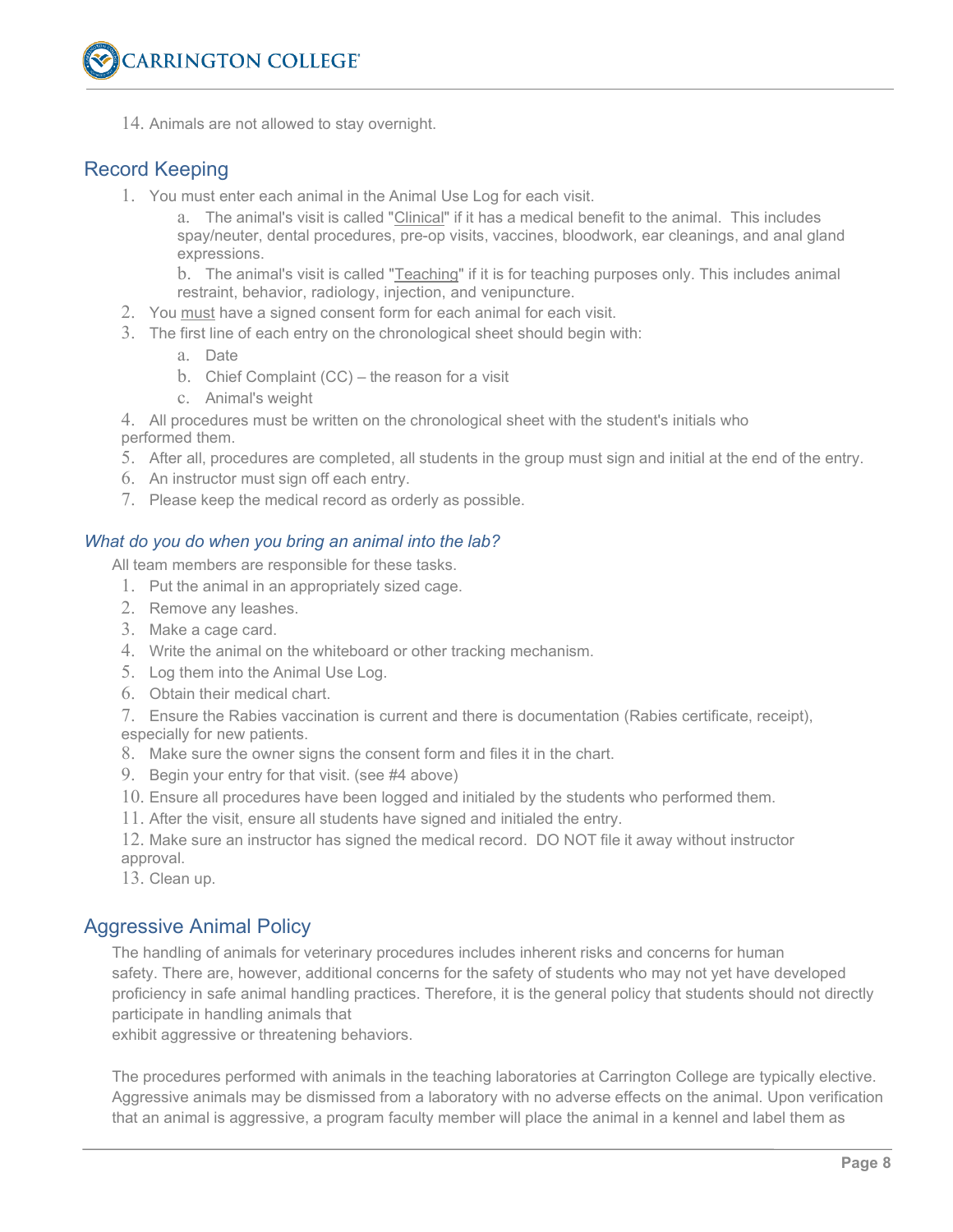14. Animals are not allowed to stay overnight.

## Record Keeping

1. You must enter each animal in the Animal Use Log for each visit.
   a. The animal's visit is called "Clinical" if it has a medical benefit to the animal. This includes spay/neuter, dental procedures, pre-op visits, vaccines, bloodwork, ear cleanings, and anal gland expressions.
   b. The animal's visit is called "Teaching" if it is for teaching purposes only. This includes animal restraint, behavior, radiology, injection, and venipuncture.
2. You must have a signed consent form for each animal for each visit.
3. The first line of each entry on the chronological sheet should begin with:
   a. Date
   b. Chief Complaint (CC) – the reason for a visit
   c. Animal's weight
4. All procedures must be written on the chronological sheet with the student's initials who performed them.
5. After all, procedures are completed, all students in the group must sign and initial at the end of the entry.
6. An instructor must sign off each entry.
7. Please keep the medical record as orderly as possible.

### *What do you do when you bring an animal into the lab?*

All team members are responsible for these tasks.

1. Put the animal in an appropriately sized cage.
2. Remove any leashes.
3. Make a cage card.
4. Write the animal on the whiteboard or other tracking mechanism.
5. Log them into the Animal Use Log.
6. Obtain their medical chart.
7. Ensure the Rabies vaccination is current and there is documentation (Rabies certificate, receipt), especially for new patients.
8. Make sure the owner signs the consent form and files it in the chart.
9. Begin your entry for that visit. (see #4 above)
10. Ensure all procedures have been logged and initialed by the students who performed them.
11. After the visit, ensure all students have signed and initialed the entry.
12. Make sure an instructor has signed the medical record. DO NOT file it away without instructor approval.
13. Clean up.

## Aggressive Animal Policy

The handling of animals for veterinary procedures includes inherent risks and concerns for human safety. There are, however, additional concerns for the safety of students who may not yet have developed proficiency in safe animal handling practices. Therefore, it is the general policy that students should not directly participate in handling animals that exhibit aggressive or threatening behaviors.

The procedures performed with animals in the teaching laboratories at Carrington College are typically elective. Aggressive animals may be dismissed from a laboratory with no adverse effects on the animal. Upon verification that an animal is aggressive, a program faculty member will place the animal in a kennel and label them as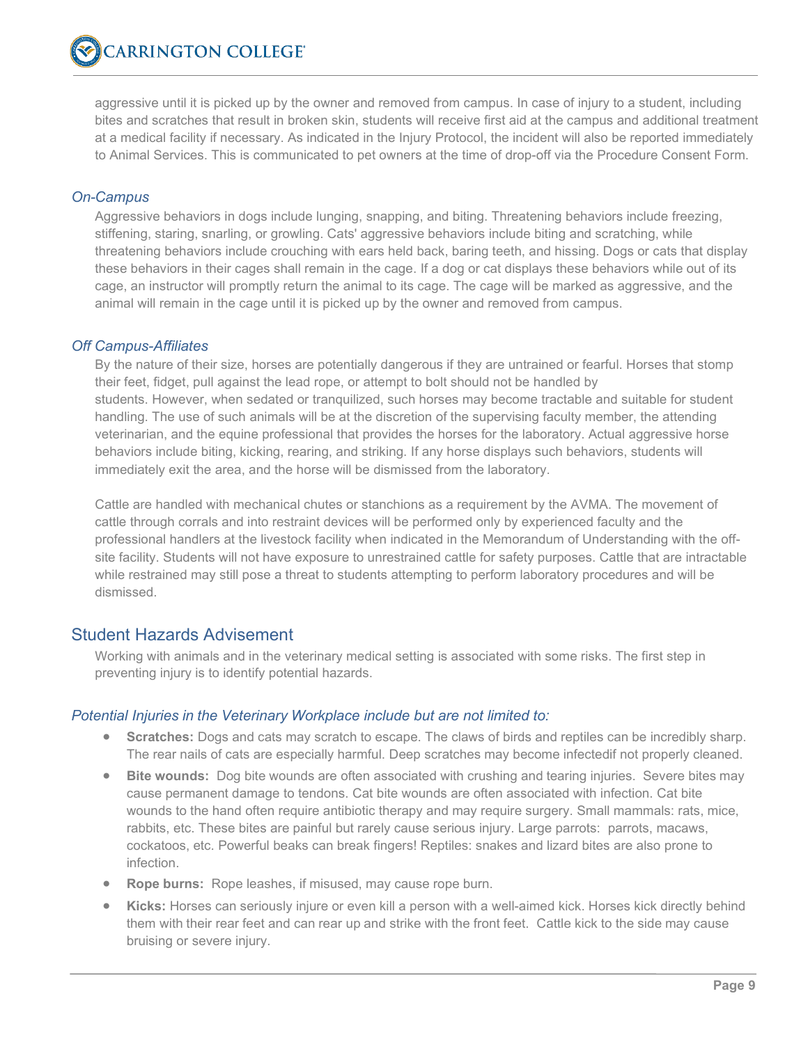aggressive until it is picked up by the owner and removed from campus. In case of injury to a student, including bites and scratches that result in broken skin, students will receive first aid at the campus and additional treatment at a medical facility if necessary. As indicated in the Injury Protocol, the incident will also be reported immediately to Animal Services. This is communicated to pet owners at the time of drop-off via the Procedure Consent Form.

### *On-Campus*

Aggressive behaviors in dogs include lunging, snapping, and biting. Threatening behaviors include freezing, stiffening, staring, snarling, or growling. Cats' aggressive behaviors include biting and scratching, while threatening behaviors include crouching with ears held back, baring teeth, and hissing. Dogs or cats that display these behaviors in their cages shall remain in the cage. If a dog or cat displays these behaviors while out of its cage, an instructor will promptly return the animal to its cage. The cage will be marked as aggressive, and the animal will remain in the cage until it is picked up by the owner and removed from campus.

### *Off Campus-Affiliates*

By the nature of their size, horses are potentially dangerous if they are untrained or fearful. Horses that stomp their feet, fidget, pull against the lead rope, or attempt to bolt should not be handled by students. However, when sedated or tranquilized, such horses may become tractable and suitable for student handling. The use of such animals will be at the discretion of the supervising faculty member, the attending veterinarian, and the equine professional that provides the horses for the laboratory. Actual aggressive horse behaviors include biting, kicking, rearing, and striking. If any horse displays such behaviors, students will immediately exit the area, and the horse will be dismissed from the laboratory.

Cattle are handled with mechanical chutes or stanchions as a requirement by the AVMA. The movement of cattle through corrals and into restraint devices will be performed only by experienced faculty and the professional handlers at the livestock facility when indicated in the Memorandum of Understanding with the off-site facility. Students will not have exposure to unrestrained cattle for safety purposes. Cattle that are intractable while restrained may still pose a threat to students attempting to perform laboratory procedures and will be dismissed.

## Student Hazards Advisement

Working with animals and in the veterinary medical setting is associated with some risks. The first step in preventing injury is to identify potential hazards.

### *Potential Injuries in the Veterinary Workplace include but are not limited to:*

- **Scratches:** Dogs and cats may scratch to escape. The claws of birds and reptiles can be incredibly sharp. The rear nails of cats are especially harmful. Deep scratches may become infectedif not properly cleaned.
- **Bite wounds:** Dog bite wounds are often associated with crushing and tearing injuries. Severe bites may cause permanent damage to tendons. Cat bite wounds are often associated with infection. Cat bite wounds to the hand often require antibiotic therapy and may require surgery. Small mammals: rats, mice, rabbits, etc. These bites are painful but rarely cause serious injury. Large parrots: parrots, macaws, cockatoos, etc. Powerful beaks can break fingers! Reptiles: snakes and lizard bites are also prone to infection.
- **Rope burns:** Rope leashes, if misused, may cause rope burn.
- **Kicks:** Horses can seriously injure or even kill a person with a well-aimed kick. Horses kick directly behind them with their rear feet and can rear up and strike with the front feet. Cattle kick to the side may cause bruising or severe injury.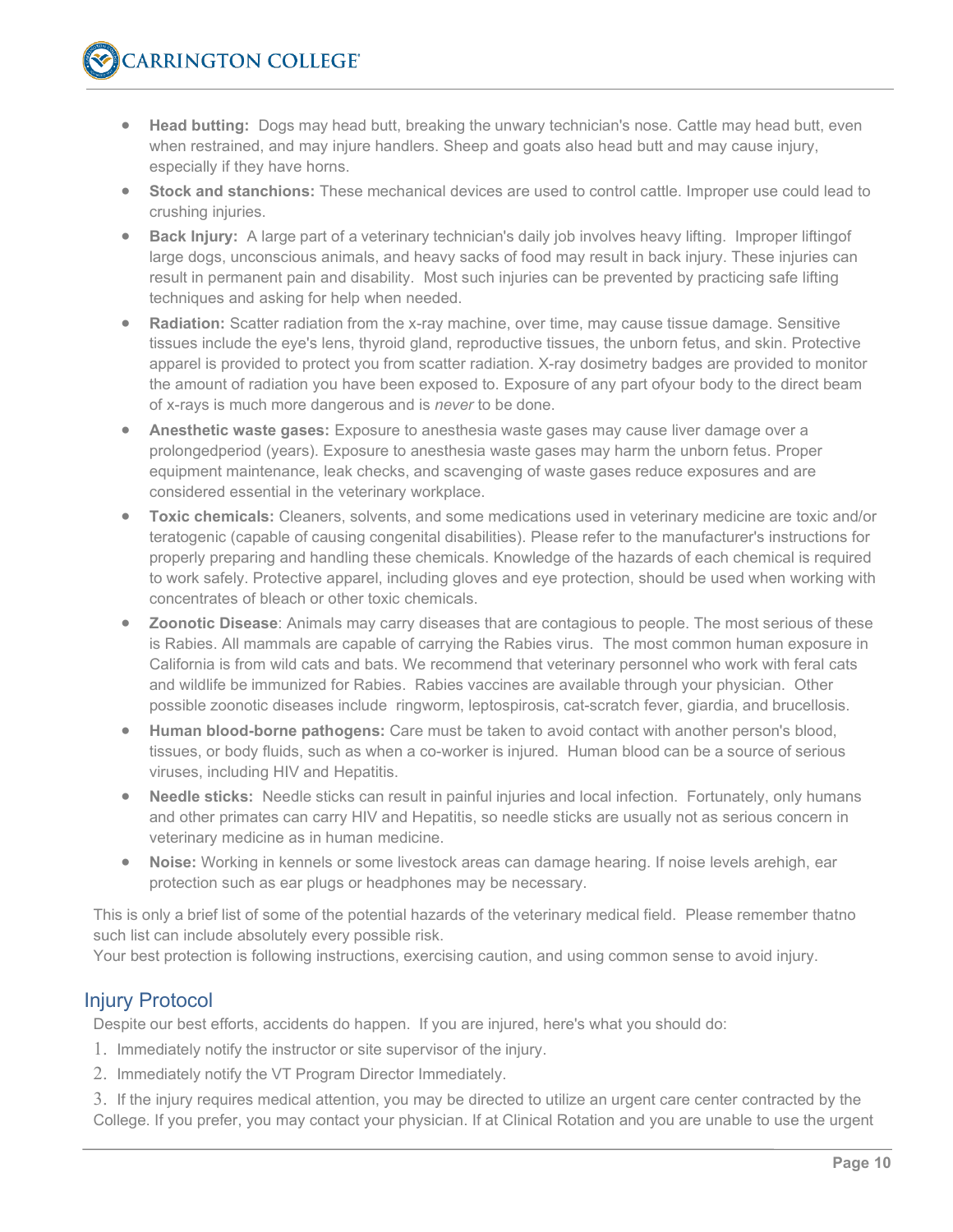- **Head butting:** Dogs may head butt, breaking the unwary technician's nose. Cattle may head butt, even when restrained, and may injure handlers. Sheep and goats also head butt and may cause injury, especially if they have horns.
- **Stock and stanchions:** These mechanical devices are used to control cattle. Improper use could lead to crushing injuries.
- **Back Injury:** A large part of a veterinary technician's daily job involves heavy lifting. Improper liftingof large dogs, unconscious animals, and heavy sacks of food may result in back injury. These injuries can result in permanent pain and disability. Most such injuries can be prevented by practicing safe lifting techniques and asking for help when needed.
- **Radiation:** Scatter radiation from the x-ray machine, over time, may cause tissue damage. Sensitive tissues include the eye's lens, thyroid gland, reproductive tissues, the unborn fetus, and skin. Protective apparel is provided to protect you from scatter radiation. X-ray dosimetry badges are provided to monitor the amount of radiation you have been exposed to. Exposure of any part ofyour body to the direct beam of x-rays is much more dangerous and is *never* to be done.
- **Anesthetic waste gases:** Exposure to anesthesia waste gases may cause liver damage over a prolongedperiod (years). Exposure to anesthesia waste gases may harm the unborn fetus. Proper equipment maintenance, leak checks, and scavenging of waste gases reduce exposures and are considered essential in the veterinary workplace.
- **Toxic chemicals:** Cleaners, solvents, and some medications used in veterinary medicine are toxic and/or teratogenic (capable of causing congenital disabilities). Please refer to the manufacturer's instructions for properly preparing and handling these chemicals. Knowledge of the hazards of each chemical is required to work safely. Protective apparel, including gloves and eye protection, should be used when working with concentrates of bleach or other toxic chemicals.
- **Zoonotic Disease**: Animals may carry diseases that are contagious to people. The most serious of these is Rabies. All mammals are capable of carrying the Rabies virus. The most common human exposure in California is from wild cats and bats. We recommend that veterinary personnel who work with feral cats and wildlife be immunized for Rabies. Rabies vaccines are available through your physician. Other possible zoonotic diseases include ringworm, leptospirosis, cat-scratch fever, giardia, and brucellosis.
- **Human blood-borne pathogens:** Care must be taken to avoid contact with another person's blood, tissues, or body fluids, such as when a co-worker is injured. Human blood can be a source of serious viruses, including HIV and Hepatitis.
- **Needle sticks:** Needle sticks can result in painful injuries and local infection. Fortunately, only humans and other primates can carry HIV and Hepatitis, so needle sticks are usually not as serious concern in veterinary medicine as in human medicine.
- **Noise:** Working in kennels or some livestock areas can damage hearing. If noise levels arehigh, ear protection such as ear plugs or headphones may be necessary.

This is only a brief list of some of the potential hazards of the veterinary medical field. Please remember thatno such list can include absolutely every possible risk.
Your best protection is following instructions, exercising caution, and using common sense to avoid injury.

## Injury Protocol

Despite our best efforts, accidents do happen. If you are injured, here's what you should do:

1. Immediately notify the instructor or site supervisor of the injury.
2. Immediately notify the VT Program Director Immediately.
3. If the injury requires medical attention, you may be directed to utilize an urgent care center contracted by the College. If you prefer, you may contact your physician. If at Clinical Rotation and you are unable to use the urgent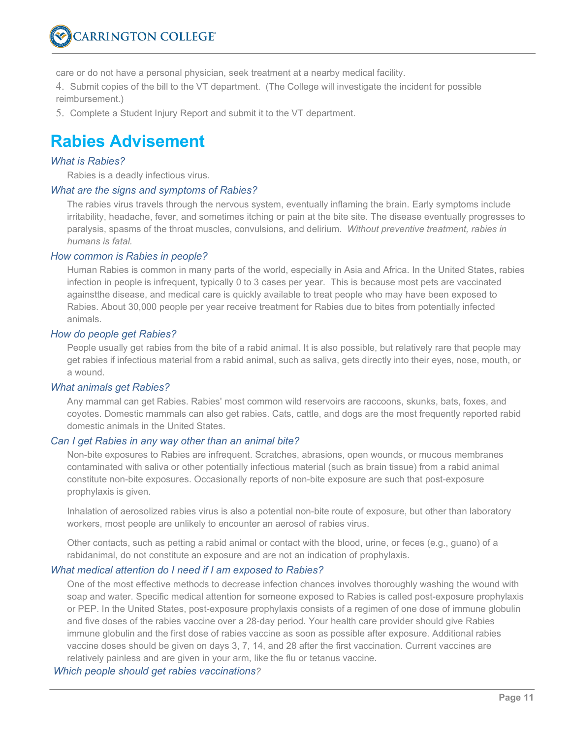care or do not have a personal physician, seek treatment at a nearby medical facility.

4. Submit copies of the bill to the VT department. (The College will investigate the incident for possible reimbursement.)
5. Complete a Student Injury Report and submit it to the VT department.

# Rabies Advisement

*What is Rabies?*

Rabies is a deadly infectious virus.

*What are the signs and symptoms of Rabies?*

The rabies virus travels through the nervous system, eventually inflaming the brain. Early symptoms include irritability, headache, fever, and sometimes itching or pain at the bite site. The disease eventually progresses to paralysis, spasms of the throat muscles, convulsions, and delirium. *Without preventive treatment, rabies in humans is fatal.*

*How common is Rabies in people?*

Human Rabies is common in many parts of the world, especially in Asia and Africa. In the United States, rabies infection in people is infrequent, typically 0 to 3 cases per year. This is because most pets are vaccinated againstthe disease, and medical care is quickly available to treat people who may have been exposed to Rabies. About 30,000 people per year receive treatment for Rabies due to bites from potentially infected animals.

*How do people get Rabies?*

People usually get rabies from the bite of a rabid animal. It is also possible, but relatively rare that people may get rabies if infectious material from a rabid animal, such as saliva, gets directly into their eyes, nose, mouth, or a wound.

*What animals get Rabies?*

Any mammal can get Rabies. Rabies' most common wild reservoirs are raccoons, skunks, bats, foxes, and coyotes. Domestic mammals can also get rabies. Cats, cattle, and dogs are the most frequently reported rabid domestic animals in the United States.

*Can I get Rabies in any way other than an animal bite?*

Non-bite exposures to Rabies are infrequent. Scratches, abrasions, open wounds, or mucous membranes contaminated with saliva or other potentially infectious material (such as brain tissue) from a rabid animal constitute non-bite exposures. Occasionally reports of non-bite exposure are such that post-exposure prophylaxis is given.

Inhalation of aerosolized rabies virus is also a potential non-bite route of exposure, but other than laboratory workers, most people are unlikely to encounter an aerosol of rabies virus.

Other contacts, such as petting a rabid animal or contact with the blood, urine, or feces (e.g., guano) of a rabidanimal, do not constitute an exposure and are not an indication of prophylaxis.

*What medical attention do I need if I am exposed to Rabies?*

One of the most effective methods to decrease infection chances involves thoroughly washing the wound with soap and water. Specific medical attention for someone exposed to Rabies is called post-exposure prophylaxis or PEP. In the United States, post-exposure prophylaxis consists of a regimen of one dose of immune globulin and five doses of the rabies vaccine over a 28-day period. Your health care provider should give Rabies immune globulin and the first dose of rabies vaccine as soon as possible after exposure. Additional rabies vaccine doses should be given on days 3, 7, 14, and 28 after the first vaccination. Current vaccines are relatively painless and are given in your arm, like the flu or tetanus vaccine.

*Which people should get rabies vaccinations?*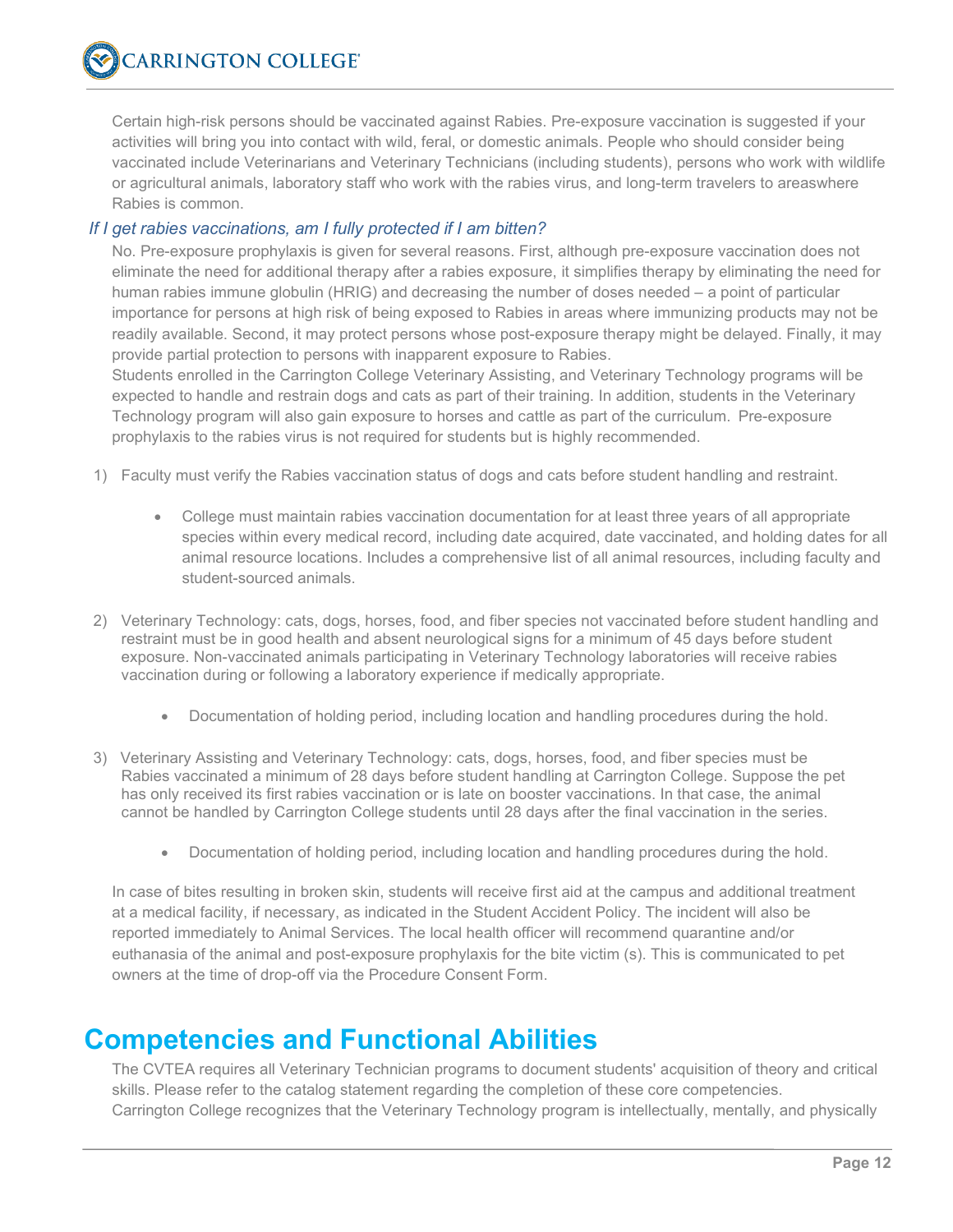Certain high-risk persons should be vaccinated against Rabies. Pre-exposure vaccination is suggested if your activities will bring you into contact with wild, feral, or domestic animals. People who should consider being vaccinated include Veterinarians and Veterinary Technicians (including students), persons who work with wildlife or agricultural animals, laboratory staff who work with the rabies virus, and long-term travelers to areaswhere Rabies is common.

*If I get rabies vaccinations, am I fully protected if I am bitten?*

No. Pre-exposure prophylaxis is given for several reasons. First, although pre-exposure vaccination does not eliminate the need for additional therapy after a rabies exposure, it simplifies therapy by eliminating the need for human rabies immune globulin (HRIG) and decreasing the number of doses needed – a point of particular importance for persons at high risk of being exposed to Rabies in areas where immunizing products may not be readily available. Second, it may protect persons whose post-exposure therapy might be delayed. Finally, it may provide partial protection to persons with inapparent exposure to Rabies.

Students enrolled in the Carrington College Veterinary Assisting, and Veterinary Technology programs will be expected to handle and restrain dogs and cats as part of their training. In addition, students in the Veterinary Technology program will also gain exposure to horses and cattle as part of the curriculum. Pre-exposure prophylaxis to the rabies virus is not required for students but is highly recommended.

1) Faculty must verify the Rabies vaccination status of dogs and cats before student handling and restraint.
    - College must maintain rabies vaccination documentation for at least three years of all appropriate species within every medical record, including date acquired, date vaccinated, and holding dates for all animal resource locations. Includes a comprehensive list of all animal resources, including faculty and student-sourced animals.
2) Veterinary Technology: cats, dogs, horses, food, and fiber species not vaccinated before student handling and restraint must be in good health and absent neurological signs for a minimum of 45 days before student exposure. Non-vaccinated animals participating in Veterinary Technology laboratories will receive rabies vaccination during or following a laboratory experience if medically appropriate.
    - Documentation of holding period, including location and handling procedures during the hold.
3) Veterinary Assisting and Veterinary Technology: cats, dogs, horses, food, and fiber species must be Rabies vaccinated a minimum of 28 days before student handling at Carrington College. Suppose the pet has only received its first rabies vaccination or is late on booster vaccinations. In that case, the animal cannot be handled by Carrington College students until 28 days after the final vaccination in the series.
    - Documentation of holding period, including location and handling procedures during the hold.

In case of bites resulting in broken skin, students will receive first aid at the campus and additional treatment at a medical facility, if necessary, as indicated in the Student Accident Policy. The incident will also be reported immediately to Animal Services. The local health officer will recommend quarantine and/or euthanasia of the animal and post-exposure prophylaxis for the bite victim (s). This is communicated to pet owners at the time of drop-off via the Procedure Consent Form.

# Competencies and Functional Abilities

The CVTEA requires all Veterinary Technician programs to document students' acquisition of theory and critical skills. Please refer to the catalog statement regarding the completion of these core competencies.
Carrington College recognizes that the Veterinary Technology program is intellectually, mentally, and physically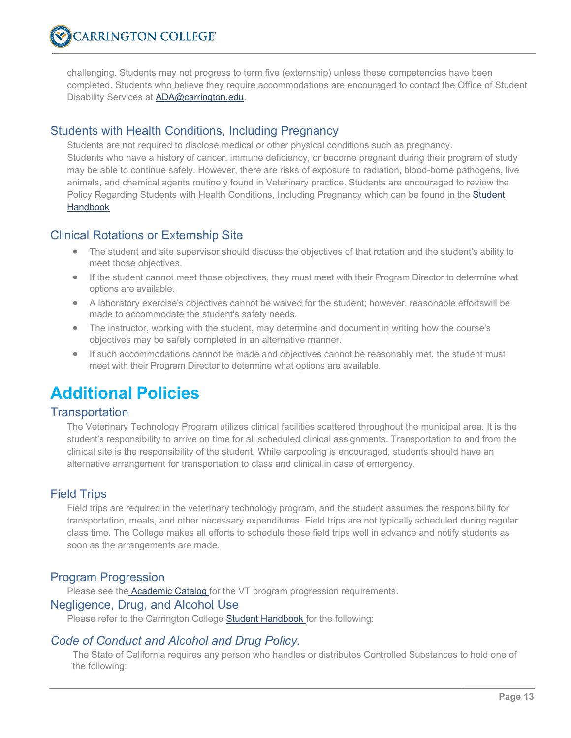challenging. Students may not progress to term five (externship) unless these competencies have been completed. Students who believe they require accommodations are encouraged to contact the Office of Student Disability Services at ADA@carrington.edu.

### Students with Health Conditions, Including Pregnancy

Students are not required to disclose medical or other physical conditions such as pregnancy. Students who have a history of cancer, immune deficiency, or become pregnant during their program of study may be able to continue safely. However, there are risks of exposure to radiation, blood-borne pathogens, live animals, and chemical agents routinely found in Veterinary practice. Students are encouraged to review the Policy Regarding Students with Health Conditions, Including Pregnancy which can be found in the Student Handbook

### Clinical Rotations or Externship Site

- The student and site supervisor should discuss the objectives of that rotation and the student's ability to meet those objectives.
- If the student cannot meet those objectives, they must meet with their Program Director to determine what options are available.
- A laboratory exercise's objectives cannot be waived for the student; however, reasonable effortswill be made to accommodate the student's safety needs.
- The instructor, working with the student, may determine and document in writing how the course's objectives may be safely completed in an alternative manner.
- If such accommodations cannot be made and objectives cannot be reasonably met, the student must meet with their Program Director to determine what options are available.

## Additional Policies

### Transportation

The Veterinary Technology Program utilizes clinical facilities scattered throughout the municipal area. It is the student's responsibility to arrive on time for all scheduled clinical assignments. Transportation to and from the clinical site is the responsibility of the student. While carpooling is encouraged, students should have an alternative arrangement for transportation to class and clinical in case of emergency.

### Field Trips

Field trips are required in the veterinary technology program, and the student assumes the responsibility for transportation, meals, and other necessary expenditures. Field trips are not typically scheduled during regular class time. The College makes all efforts to schedule these field trips well in advance and notify students as soon as the arrangements are made.

### Program Progression

Please see the Academic Catalog for the VT program progression requirements.

### Negligence, Drug, and Alcohol Use

Please refer to the Carrington College Student Handbook for the following:

### *Code of Conduct and Alcohol and Drug Policy.*

The State of California requires any person who handles or distributes Controlled Substances to hold one of the following: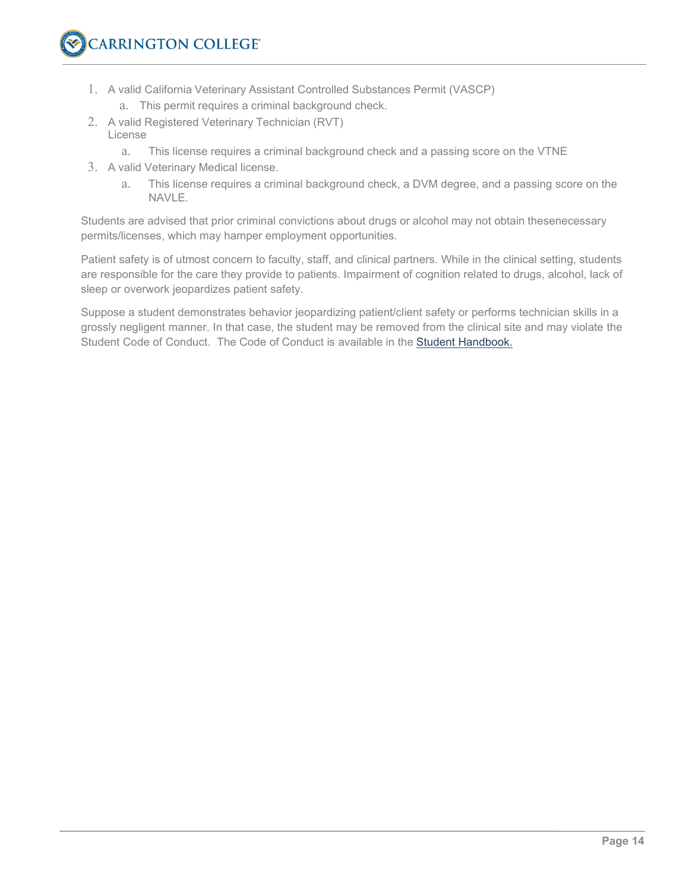1. A valid California Veterinary Assistant Controlled Substances Permit (VASCP)
    a. This permit requires a criminal background check.
2. A valid Registered Veterinary Technician (RVT) License
    a. This license requires a criminal background check and a passing score on the VTNE
3. A valid Veterinary Medical license.
    a. This license requires a criminal background check, a DVM degree, and a passing score on the NAVLE.

Students are advised that prior criminal convictions about drugs or alcohol may not obtain thesenecessary permits/licenses, which may hamper employment opportunities.

Patient safety is of utmost concern to faculty, staff, and clinical partners. While in the clinical setting, students are responsible for the care they provide to patients. Impairment of cognition related to drugs, alcohol, lack of sleep or overwork jeopardizes patient safety.

Suppose a student demonstrates behavior jeopardizing patient/client safety or performs technician skills in a grossly negligent manner. In that case, the student may be removed from the clinical site and may violate the Student Code of Conduct. The Code of Conduct is available in the Student Handbook.